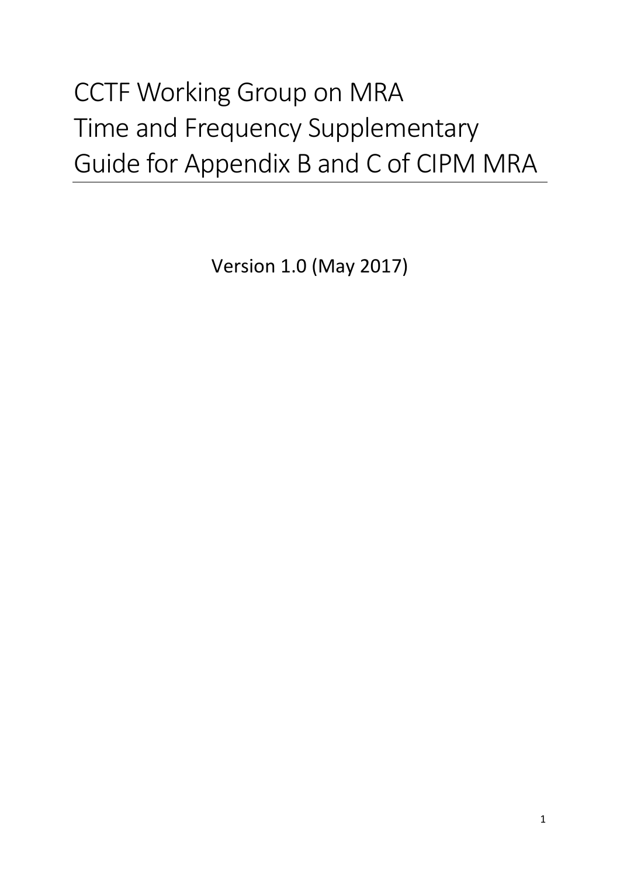# CCTF Working Group on MRA
# Time and Frequency Supplementary Guide for Appendix B and C of CIPM MRA

Version 1.0 (May 2017)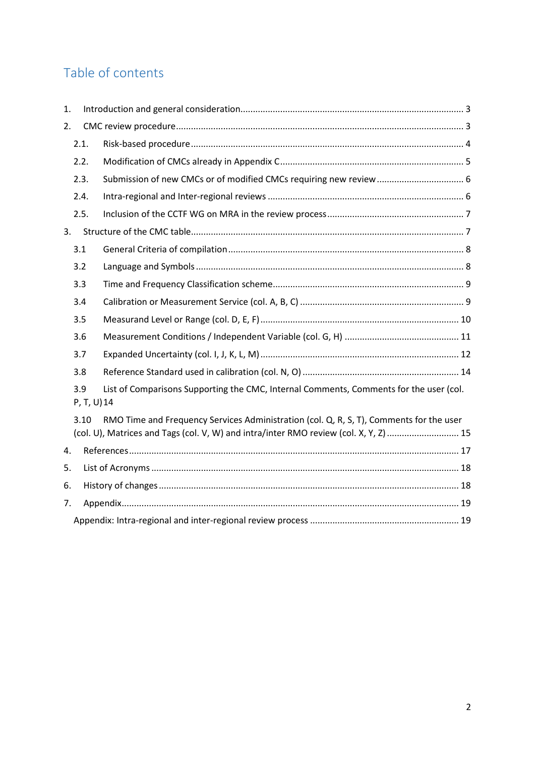# Table of contents

1. Introduction and general consideration ........ 3
2. CMC review procedure ........ 3
   - 2.1. Risk-based procedure ........ 4
   - 2.2. Modification of CMCs already in Appendix C ........ 5
   - 2.3. Submission of new CMCs or of modified CMCs requiring new review ........ 6
   - 2.4. Intra-regional and Inter-regional reviews ........ 6
   - 2.5. Inclusion of the CCTF WG on MRA in the review process ........ 7
3. Structure of the CMC table ........ 7
   - 3.1 General Criteria of compilation ........ 8
   - 3.2 Language and Symbols ........ 8
   - 3.3 Time and Frequency Classification scheme ........ 9
   - 3.4 Calibration or Measurement Service (col. A, B, C) ........ 9
   - 3.5 Measurand Level or Range (col. D, E, F) ........ 10
   - 3.6 Measurement Conditions / Independent Variable (col. G, H) ........ 11
   - 3.7 Expanded Uncertainty (col. I, J, K, L, M) ........ 12
   - 3.8 Reference Standard used in calibration (col. N, O) ........ 14
   - 3.9 List of Comparisons Supporting the CMC, Internal Comments, Comments for the user (col. P, T, U) 14
   - 3.10 RMO Time and Frequency Services Administration (col. Q, R, S, T), Comments for the user (col. U), Matrices and Tags (col. V, W) and intra/inter RMO review (col. X, Y, Z) ........ 15
4. References ........ 17
5. List of Acronyms ........ 18
6. History of changes ........ 18
7. Appendix ........ 19

   Appendix: Intra-regional and inter-regional review process ........ 19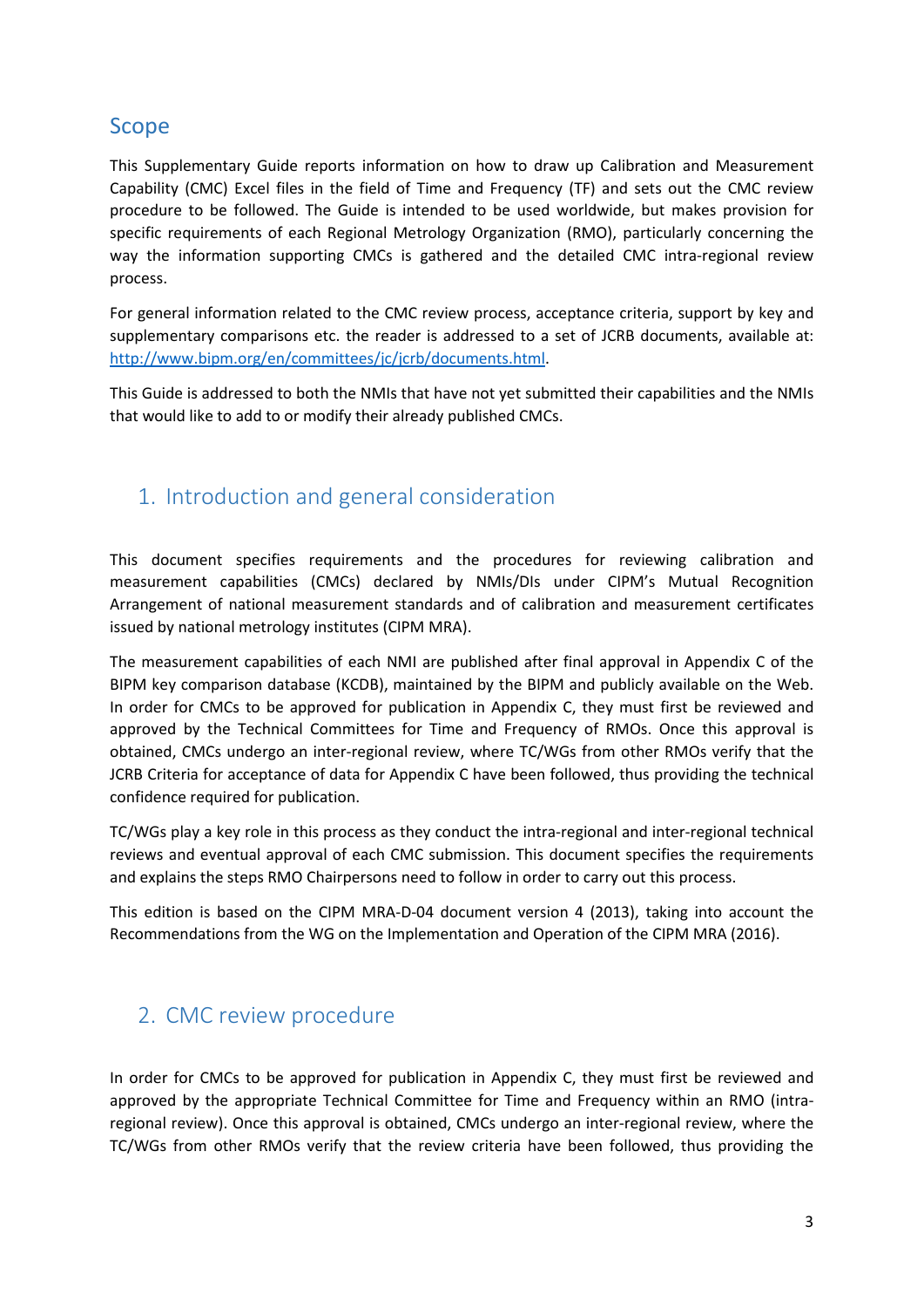## Scope

This Supplementary Guide reports information on how to draw up Calibration and Measurement Capability (CMC) Excel files in the field of Time and Frequency (TF) and sets out the CMC review procedure to be followed. The Guide is intended to be used worldwide, but makes provision for specific requirements of each Regional Metrology Organization (RMO), particularly concerning the way the information supporting CMCs is gathered and the detailed CMC intra-regional review process.

For general information related to the CMC review process, acceptance criteria, support by key and supplementary comparisons etc. the reader is addressed to a set of JCRB documents, available at: http://www.bipm.org/en/committees/jc/jcrb/documents.html.

This Guide is addressed to both the NMIs that have not yet submitted their capabilities and the NMIs that would like to add to or modify their already published CMCs.

## 1. Introduction and general consideration

This document specifies requirements and the procedures for reviewing calibration and measurement capabilities (CMCs) declared by NMIs/DIs under CIPM's Mutual Recognition Arrangement of national measurement standards and of calibration and measurement certificates issued by national metrology institutes (CIPM MRA).

The measurement capabilities of each NMI are published after final approval in Appendix C of the BIPM key comparison database (KCDB), maintained by the BIPM and publicly available on the Web. In order for CMCs to be approved for publication in Appendix C, they must first be reviewed and approved by the Technical Committees for Time and Frequency of RMOs. Once this approval is obtained, CMCs undergo an inter-regional review, where TC/WGs from other RMOs verify that the JCRB Criteria for acceptance of data for Appendix C have been followed, thus providing the technical confidence required for publication.

TC/WGs play a key role in this process as they conduct the intra-regional and inter-regional technical reviews and eventual approval of each CMC submission. This document specifies the requirements and explains the steps RMO Chairpersons need to follow in order to carry out this process.

This edition is based on the CIPM MRA-D-04 document version 4 (2013), taking into account the Recommendations from the WG on the Implementation and Operation of the CIPM MRA (2016).

## 2. CMC review procedure

In order for CMCs to be approved for publication in Appendix C, they must first be reviewed and approved by the appropriate Technical Committee for Time and Frequency within an RMO (intra-regional review). Once this approval is obtained, CMCs undergo an inter-regional review, where the TC/WGs from other RMOs verify that the review criteria have been followed, thus providing the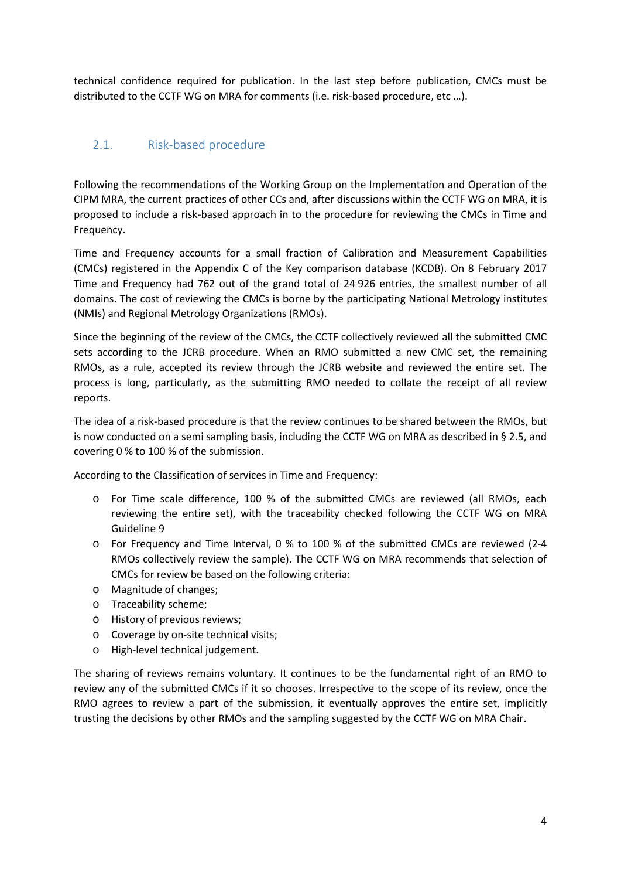technical confidence required for publication. In the last step before publication, CMCs must be distributed to the CCTF WG on MRA for comments (i.e. risk-based procedure, etc …).

## 2.1. Risk-based procedure

Following the recommendations of the Working Group on the Implementation and Operation of the CIPM MRA, the current practices of other CCs and, after discussions within the CCTF WG on MRA, it is proposed to include a risk-based approach in to the procedure for reviewing the CMCs in Time and Frequency.

Time and Frequency accounts for a small fraction of Calibration and Measurement Capabilities (CMCs) registered in the Appendix C of the Key comparison database (KCDB). On 8 February 2017 Time and Frequency had 762 out of the grand total of 24 926 entries, the smallest number of all domains. The cost of reviewing the CMCs is borne by the participating National Metrology institutes (NMIs) and Regional Metrology Organizations (RMOs).

Since the beginning of the review of the CMCs, the CCTF collectively reviewed all the submitted CMC sets according to the JCRB procedure. When an RMO submitted a new CMC set, the remaining RMOs, as a rule, accepted its review through the JCRB website and reviewed the entire set. The process is long, particularly, as the submitting RMO needed to collate the receipt of all review reports.

The idea of a risk-based procedure is that the review continues to be shared between the RMOs, but is now conducted on a semi sampling basis, including the CCTF WG on MRA as described in § 2.5, and covering 0 % to 100 % of the submission.

According to the Classification of services in Time and Frequency:

- For Time scale difference, 100 % of the submitted CMCs are reviewed (all RMOs, each reviewing the entire set), with the traceability checked following the CCTF WG on MRA Guideline 9
- For Frequency and Time Interval, 0 % to 100 % of the submitted CMCs are reviewed (2-4 RMOs collectively review the sample). The CCTF WG on MRA recommends that selection of CMCs for review be based on the following criteria:
- Magnitude of changes;
- Traceability scheme;
- History of previous reviews;
- Coverage by on-site technical visits;
- High-level technical judgement.

The sharing of reviews remains voluntary. It continues to be the fundamental right of an RMO to review any of the submitted CMCs if it so chooses. Irrespective to the scope of its review, once the RMO agrees to review a part of the submission, it eventually approves the entire set, implicitly trusting the decisions by other RMOs and the sampling suggested by the CCTF WG on MRA Chair.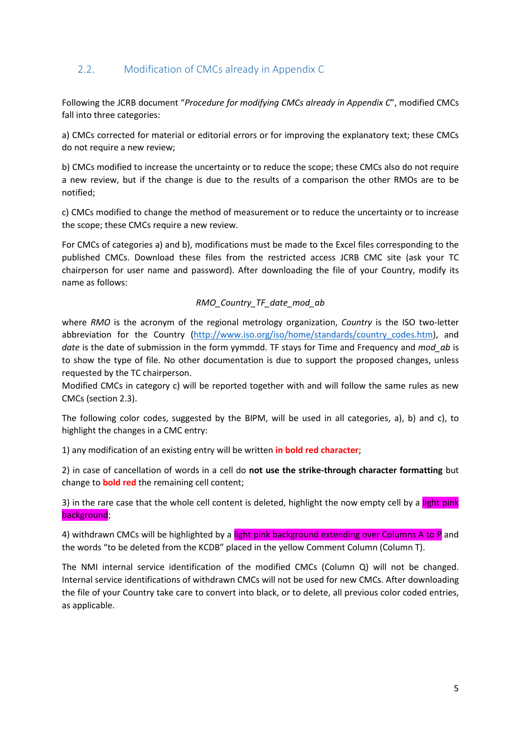## 2.2. Modification of CMCs already in Appendix C

Following the JCRB document "*Procedure for modifying CMCs already in Appendix C*", modified CMCs fall into three categories:

a) CMCs corrected for material or editorial errors or for improving the explanatory text; these CMCs do not require a new review;

b) CMCs modified to increase the uncertainty or to reduce the scope; these CMCs also do not require a new review, but if the change is due to the results of a comparison the other RMOs are to be notified;

c) CMCs modified to change the method of measurement or to reduce the uncertainty or to increase the scope; these CMCs require a new review.

For CMCs of categories a) and b), modifications must be made to the Excel files corresponding to the published CMCs. Download these files from the restricted access JCRB CMC site (ask your TC chairperson for user name and password). After downloading the file of your Country, modify its name as follows:

*RMO_Country_TF_date_mod_ab*

where *RMO* is the acronym of the regional metrology organization, *Country* is the ISO two-letter abbreviation for the Country (http://www.iso.org/iso/home/standards/country_codes.htm), and *date* is the date of submission in the form yymmdd. TF stays for Time and Frequency and *mod_ab* is to show the type of file. No other documentation is due to support the proposed changes, unless requested by the TC chairperson.
Modified CMCs in category c) will be reported together with and will follow the same rules as new CMCs (section 2.3).

The following color codes, suggested by the BIPM, will be used in all categories, a), b) and c), to highlight the changes in a CMC entry:

1) any modification of an existing entry will be written **in bold red character**;

2) in case of cancellation of words in a cell do **not use the strike-through character formatting** but change to **bold red** the remaining cell content;

3) in the rare case that the whole cell content is deleted, highlight the now empty cell by a light pink background;

4) withdrawn CMCs will be highlighted by a light pink background extending over Columns A to P and the words "to be deleted from the KCDB" placed in the yellow Comment Column (Column T).

The NMI internal service identification of the modified CMCs (Column Q) will not be changed. Internal service identifications of withdrawn CMCs will not be used for new CMCs. After downloading the file of your Country take care to convert into black, or to delete, all previous color coded entries, as applicable.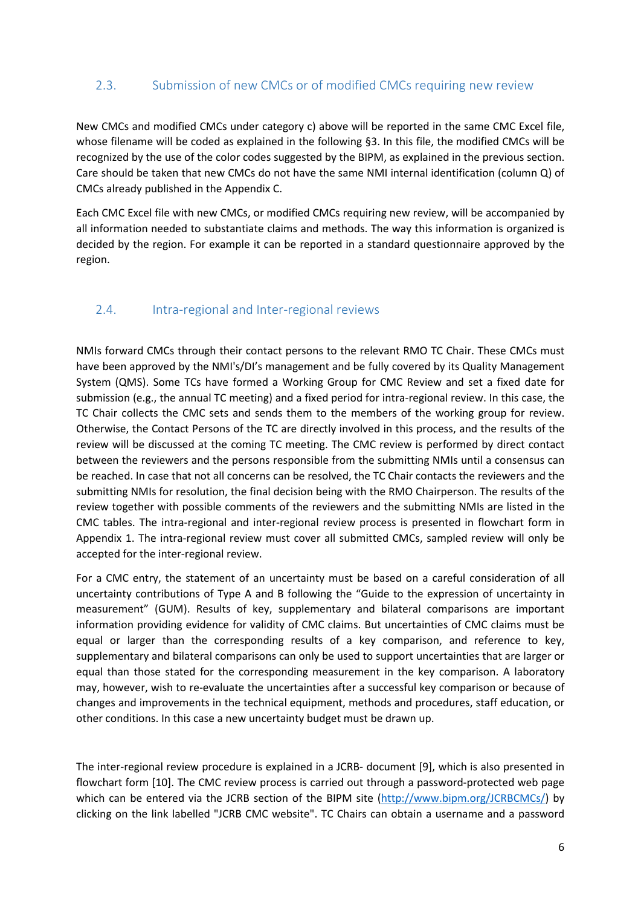## 2.3. Submission of new CMCs or of modified CMCs requiring new review

New CMCs and modified CMCs under category c) above will be reported in the same CMC Excel file, whose filename will be coded as explained in the following §3. In this file, the modified CMCs will be recognized by the use of the color codes suggested by the BIPM, as explained in the previous section. Care should be taken that new CMCs do not have the same NMI internal identification (column Q) of CMCs already published in the Appendix C.

Each CMC Excel file with new CMCs, or modified CMCs requiring new review, will be accompanied by all information needed to substantiate claims and methods. The way this information is organized is decided by the region. For example it can be reported in a standard questionnaire approved by the region.

## 2.4. Intra-regional and Inter-regional reviews

NMIs forward CMCs through their contact persons to the relevant RMO TC Chair. These CMCs must have been approved by the NMI's/DI's management and be fully covered by its Quality Management System (QMS). Some TCs have formed a Working Group for CMC Review and set a fixed date for submission (e.g., the annual TC meeting) and a fixed period for intra-regional review. In this case, the TC Chair collects the CMC sets and sends them to the members of the working group for review. Otherwise, the Contact Persons of the TC are directly involved in this process, and the results of the review will be discussed at the coming TC meeting. The CMC review is performed by direct contact between the reviewers and the persons responsible from the submitting NMIs until a consensus can be reached. In case that not all concerns can be resolved, the TC Chair contacts the reviewers and the submitting NMIs for resolution, the final decision being with the RMO Chairperson. The results of the review together with possible comments of the reviewers and the submitting NMIs are listed in the CMC tables. The intra-regional and inter-regional review process is presented in flowchart form in Appendix 1. The intra-regional review must cover all submitted CMCs, sampled review will only be accepted for the inter-regional review.

For a CMC entry, the statement of an uncertainty must be based on a careful consideration of all uncertainty contributions of Type A and B following the "Guide to the expression of uncertainty in measurement" (GUM). Results of key, supplementary and bilateral comparisons are important information providing evidence for validity of CMC claims. But uncertainties of CMC claims must be equal or larger than the corresponding results of a key comparison, and reference to key, supplementary and bilateral comparisons can only be used to support uncertainties that are larger or equal than those stated for the corresponding measurement in the key comparison. A laboratory may, however, wish to re-evaluate the uncertainties after a successful key comparison or because of changes and improvements in the technical equipment, methods and procedures, staff education, or other conditions. In this case a new uncertainty budget must be drawn up.

The inter-regional review procedure is explained in a JCRB- document [9], which is also presented in flowchart form [10]. The CMC review process is carried out through a password-protected web page which can be entered via the JCRB section of the BIPM site (http://www.bipm.org/JCRBCMCs/) by clicking on the link labelled "JCRB CMC website". TC Chairs can obtain a username and a password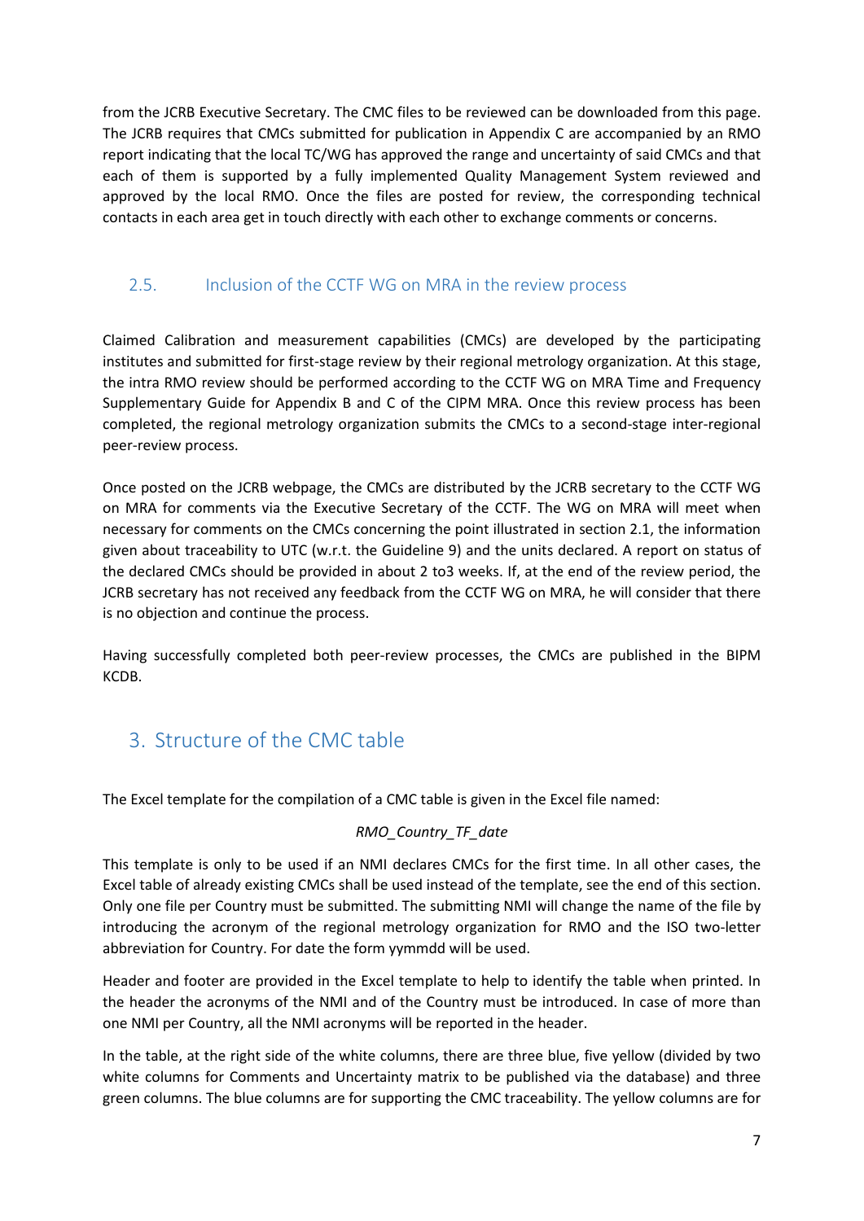from the JCRB Executive Secretary. The CMC files to be reviewed can be downloaded from this page. The JCRB requires that CMCs submitted for publication in Appendix C are accompanied by an RMO report indicating that the local TC/WG has approved the range and uncertainty of said CMCs and that each of them is supported by a fully implemented Quality Management System reviewed and approved by the local RMO. Once the files are posted for review, the corresponding technical contacts in each area get in touch directly with each other to exchange comments or concerns.

### 2.5. Inclusion of the CCTF WG on MRA in the review process

Claimed Calibration and measurement capabilities (CMCs) are developed by the participating institutes and submitted for first-stage review by their regional metrology organization. At this stage, the intra RMO review should be performed according to the CCTF WG on MRA Time and Frequency Supplementary Guide for Appendix B and C of the CIPM MRA. Once this review process has been completed, the regional metrology organization submits the CMCs to a second-stage inter-regional peer-review process.

Once posted on the JCRB webpage, the CMCs are distributed by the JCRB secretary to the CCTF WG on MRA for comments via the Executive Secretary of the CCTF. The WG on MRA will meet when necessary for comments on the CMCs concerning the point illustrated in section 2.1, the information given about traceability to UTC (w.r.t. the Guideline 9) and the units declared. A report on status of the declared CMCs should be provided in about 2 to3 weeks. If, at the end of the review period, the JCRB secretary has not received any feedback from the CCTF WG on MRA, he will consider that there is no objection and continue the process.

Having successfully completed both peer-review processes, the CMCs are published in the BIPM KCDB.

## 3. Structure of the CMC table

The Excel template for the compilation of a CMC table is given in the Excel file named:

*RMO_Country_TF_date*

This template is only to be used if an NMI declares CMCs for the first time. In all other cases, the Excel table of already existing CMCs shall be used instead of the template, see the end of this section. Only one file per Country must be submitted. The submitting NMI will change the name of the file by introducing the acronym of the regional metrology organization for RMO and the ISO two-letter abbreviation for Country. For date the form yymmdd will be used.

Header and footer are provided in the Excel template to help to identify the table when printed. In the header the acronyms of the NMI and of the Country must be introduced. In case of more than one NMI per Country, all the NMI acronyms will be reported in the header.

In the table, at the right side of the white columns, there are three blue, five yellow (divided by two white columns for Comments and Uncertainty matrix to be published via the database) and three green columns. The blue columns are for supporting the CMC traceability. The yellow columns are for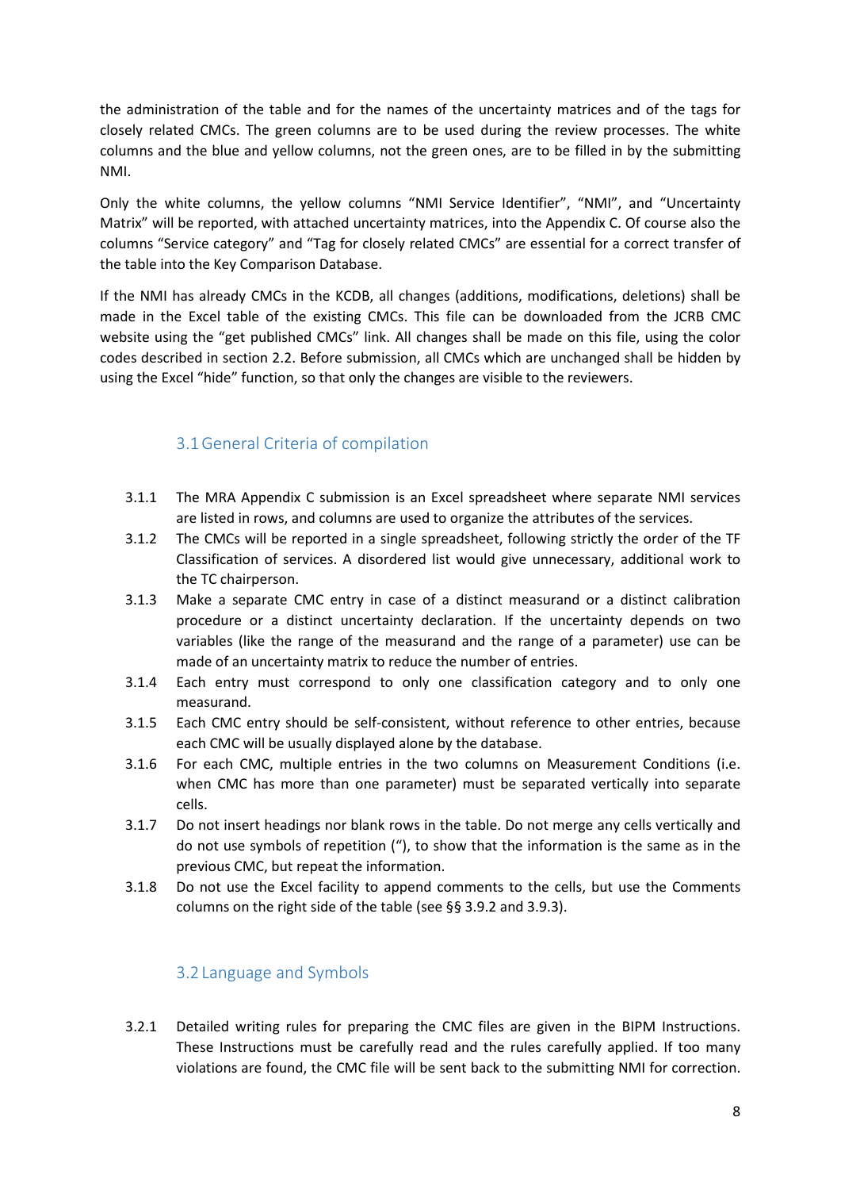the administration of the table and for the names of the uncertainty matrices and of the tags for closely related CMCs. The green columns are to be used during the review processes. The white columns and the blue and yellow columns, not the green ones, are to be filled in by the submitting NMI.

Only the white columns, the yellow columns "NMI Service Identifier", "NMI", and "Uncertainty Matrix" will be reported, with attached uncertainty matrices, into the Appendix C. Of course also the columns "Service category" and "Tag for closely related CMCs" are essential for a correct transfer of the table into the Key Comparison Database.

If the NMI has already CMCs in the KCDB, all changes (additions, modifications, deletions) shall be made in the Excel table of the existing CMCs. This file can be downloaded from the JCRB CMC website using the "get published CMCs" link. All changes shall be made on this file, using the color codes described in section 2.2. Before submission, all CMCs which are unchanged shall be hidden by using the Excel "hide" function, so that only the changes are visible to the reviewers.

## 3.1 General Criteria of compilation

3.1.1 The MRA Appendix C submission is an Excel spreadsheet where separate NMI services are listed in rows, and columns are used to organize the attributes of the services.

3.1.2 The CMCs will be reported in a single spreadsheet, following strictly the order of the TF Classification of services. A disordered list would give unnecessary, additional work to the TC chairperson.

3.1.3 Make a separate CMC entry in case of a distinct measurand or a distinct calibration procedure or a distinct uncertainty declaration. If the uncertainty depends on two variables (like the range of the measurand and the range of a parameter) use can be made of an uncertainty matrix to reduce the number of entries.

3.1.4 Each entry must correspond to only one classification category and to only one measurand.

3.1.5 Each CMC entry should be self-consistent, without reference to other entries, because each CMC will be usually displayed alone by the database.

3.1.6 For each CMC, multiple entries in the two columns on Measurement Conditions (i.e. when CMC has more than one parameter) must be separated vertically into separate cells.

3.1.7 Do not insert headings nor blank rows in the table. Do not merge any cells vertically and do not use symbols of repetition ("), to show that the information is the same as in the previous CMC, but repeat the information.

3.1.8 Do not use the Excel facility to append comments to the cells, but use the Comments columns on the right side of the table (see §§ 3.9.2 and 3.9.3).

## 3.2 Language and Symbols

3.2.1 Detailed writing rules for preparing the CMC files are given in the BIPM Instructions. These Instructions must be carefully read and the rules carefully applied. If too many violations are found, the CMC file will be sent back to the submitting NMI for correction.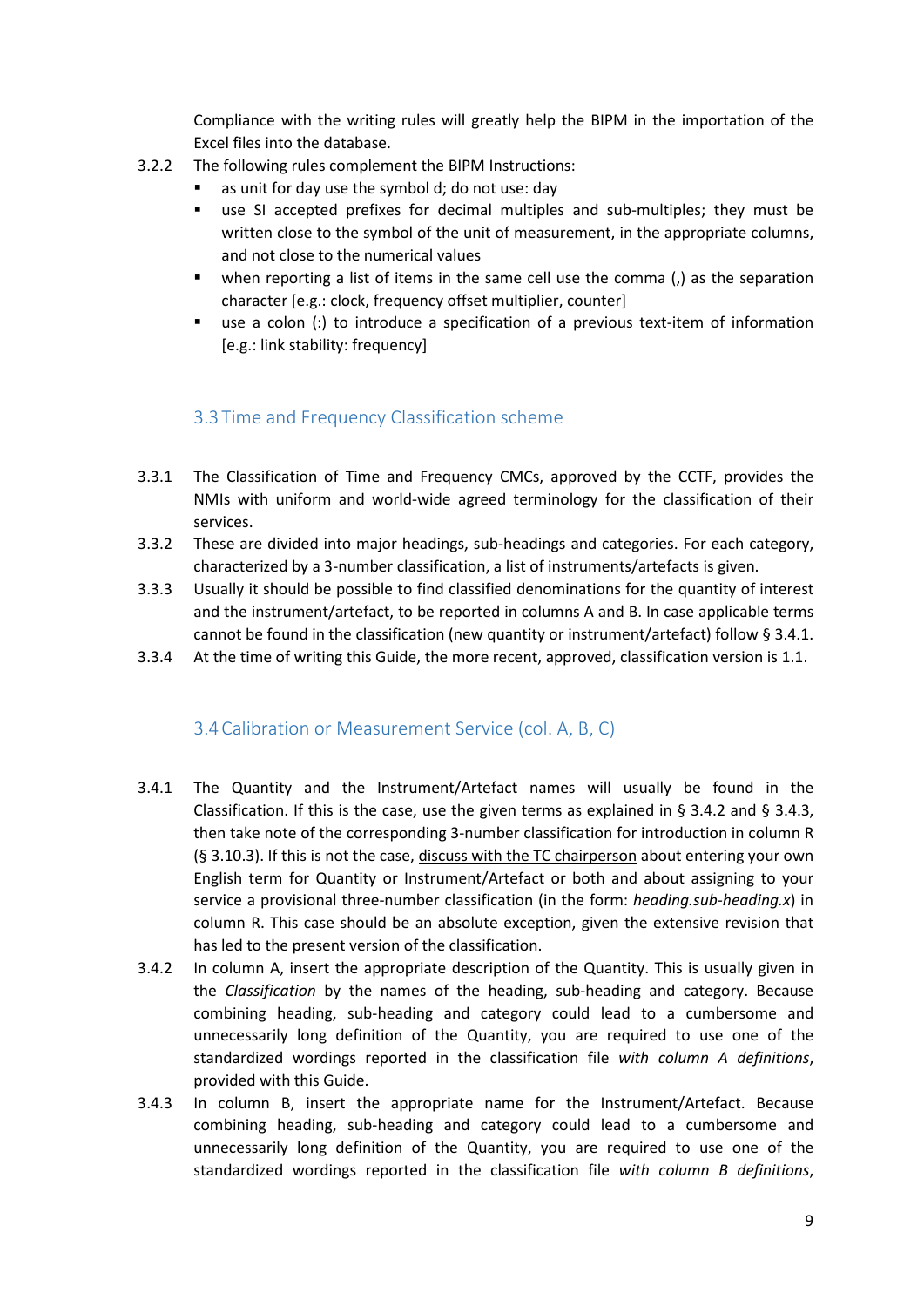Compliance with the writing rules will greatly help the BIPM in the importation of the Excel files into the database.

3.2.2 The following rules complement the BIPM Instructions:

- as unit for day use the symbol d; do not use: day
- use SI accepted prefixes for decimal multiples and sub-multiples; they must be written close to the symbol of the unit of measurement, in the appropriate columns, and not close to the numerical values
- when reporting a list of items in the same cell use the comma (,) as the separation character [e.g.: clock, frequency offset multiplier, counter]
- use a colon (:) to introduce a specification of a previous text-item of information [e.g.: link stability: frequency]

## 3.3 Time and Frequency Classification scheme

3.3.1 The Classification of Time and Frequency CMCs, approved by the CCTF, provides the NMIs with uniform and world-wide agreed terminology for the classification of their services.

3.3.2 These are divided into major headings, sub-headings and categories. For each category, characterized by a 3-number classification, a list of instruments/artefacts is given.

3.3.3 Usually it should be possible to find classified denominations for the quantity of interest and the instrument/artefact, to be reported in columns A and B. In case applicable terms cannot be found in the classification (new quantity or instrument/artefact) follow § 3.4.1.

3.3.4 At the time of writing this Guide, the more recent, approved, classification version is 1.1.

## 3.4 Calibration or Measurement Service (col. A, B, C)

3.4.1 The Quantity and the Instrument/Artefact names will usually be found in the Classification. If this is the case, use the given terms as explained in § 3.4.2 and § 3.4.3, then take note of the corresponding 3-number classification for introduction in column R (§ 3.10.3). If this is not the case, <u>discuss with the TC chairperson</u> about entering your own English term for Quantity or Instrument/Artefact or both and about assigning to your service a provisional three-number classification (in the form: *heading.sub-heading.x*) in column R. This case should be an absolute exception, given the extensive revision that has led to the present version of the classification.

3.4.2 In column A, insert the appropriate description of the Quantity. This is usually given in the *Classification* by the names of the heading, sub-heading and category. Because combining heading, sub-heading and category could lead to a cumbersome and unnecessarily long definition of the Quantity, you are required to use one of the standardized wordings reported in the classification file *with column A definitions*, provided with this Guide.

3.4.3 In column B, insert the appropriate name for the Instrument/Artefact. Because combining heading, sub-heading and category could lead to a cumbersome and unnecessarily long definition of the Quantity, you are required to use one of the standardized wordings reported in the classification file *with column B definitions*,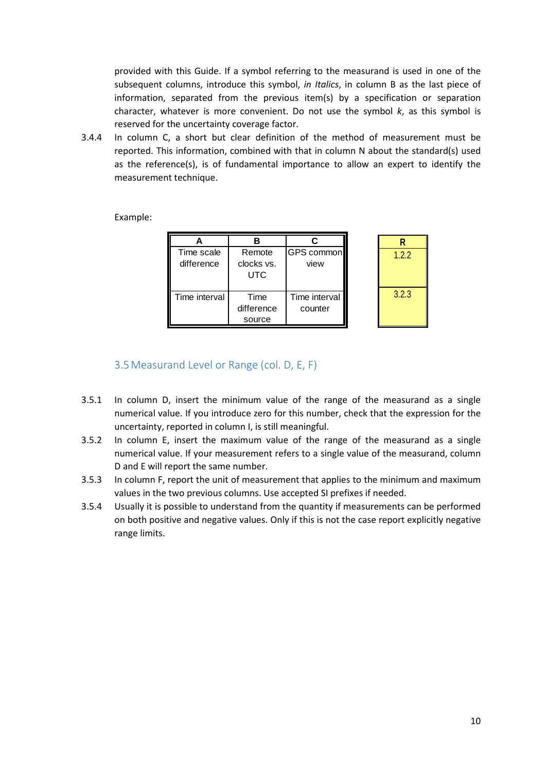provided with this Guide. If a symbol referring to the measurand is used in one of the subsequent columns, introduce this symbol, *in Italics*, in column B as the last piece of information, separated from the previous item(s) by a specification or separation character, whatever is more convenient. Do not use the symbol *k*, as this symbol is reserved for the uncertainty coverage factor.

3.4.4 In column C, a short but clear definition of the method of measurement must be reported. This information, combined with that in column N about the standard(s) used as the reference(s), is of fundamental importance to allow an expert to identify the measurement technique.

Example:

| A | B | C |
|---|---|---|
| Time scale difference | Remote clocks vs. UTC | GPS common view |
| Time interval | Time difference source | Time interval counter |

| R |
|---|
| 1.2.2 |
| 3.2.3 |

## 3.5 Measurand Level or Range (col. D, E, F)

3.5.1 In column D, insert the minimum value of the range of the measurand as a single numerical value. If you introduce zero for this number, check that the expression for the uncertainty, reported in column I, is still meaningful.

3.5.2 In column E, insert the maximum value of the range of the measurand as a single numerical value. If your measurement refers to a single value of the measurand, column D and E will report the same number.

3.5.3 In column F, report the unit of measurement that applies to the minimum and maximum values in the two previous columns. Use accepted SI prefixes if needed.

3.5.4 Usually it is possible to understand from the quantity if measurements can be performed on both positive and negative values. Only if this is not the case report explicitly negative range limits.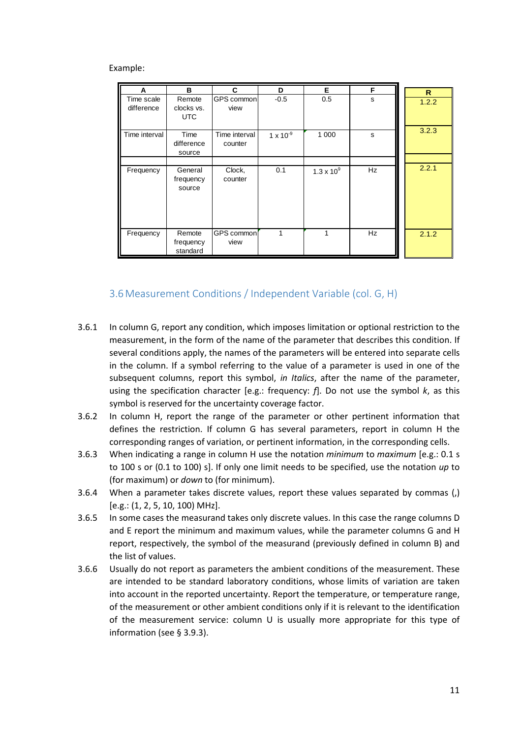Example:

| A | B | C | D | E | F | R |
|---|---|---|---|---|---|---|
| Time scale difference | Remote clocks vs. UTC | GPS common view | -0.5 | 0.5 | s | 1.2.2 |
| Time interval | Time difference source | Time interval counter | $1 \times 10^{-9}$ | 1 000 | s | 3.2.3 |
| | | | | | | |
| Frequency | General frequency source | Clock, counter | 0.1 | $1.3 \times 10^{9}$ | Hz | 2.2.1 |
| Frequency | Remote frequency standard | GPS common view | 1 | 1 | Hz | 2.1.2 |

## 3.6 Measurement Conditions / Independent Variable (col. G, H)

3.6.1 In column G, report any condition, which imposes limitation or optional restriction to the measurement, in the form of the name of the parameter that describes this condition. If several conditions apply, the names of the parameters will be entered into separate cells in the column. If a symbol referring to the value of a parameter is used in one of the subsequent columns, report this symbol, *in Italics*, after the name of the parameter, using the specification character [e.g.: frequency: *f*]. Do not use the symbol *k*, as this symbol is reserved for the uncertainty coverage factor.

3.6.2 In column H, report the range of the parameter or other pertinent information that defines the restriction. If column G has several parameters, report in column H the corresponding ranges of variation, or pertinent information, in the corresponding cells.

3.6.3 When indicating a range in column H use the notation *minimum* to *maximum* [e.g.: 0.1 s to 100 s or (0.1 to 100) s]. If only one limit needs to be specified, use the notation *up* to (for maximum) or *down* to (for minimum).

3.6.4 When a parameter takes discrete values, report these values separated by commas (,) [e.g.: (1, 2, 5, 10, 100) MHz].

3.6.5 In some cases the measurand takes only discrete values. In this case the range columns D and E report the minimum and maximum values, while the parameter columns G and H report, respectively, the symbol of the measurand (previously defined in column B) and the list of values.

3.6.6 Usually do not report as parameters the ambient conditions of the measurement. These are intended to be standard laboratory conditions, whose limits of variation are taken into account in the reported uncertainty. Report the temperature, or temperature range, of the measurement or other ambient conditions only if it is relevant to the identification of the measurement service: column U is usually more appropriate for this type of information (see § 3.9.3).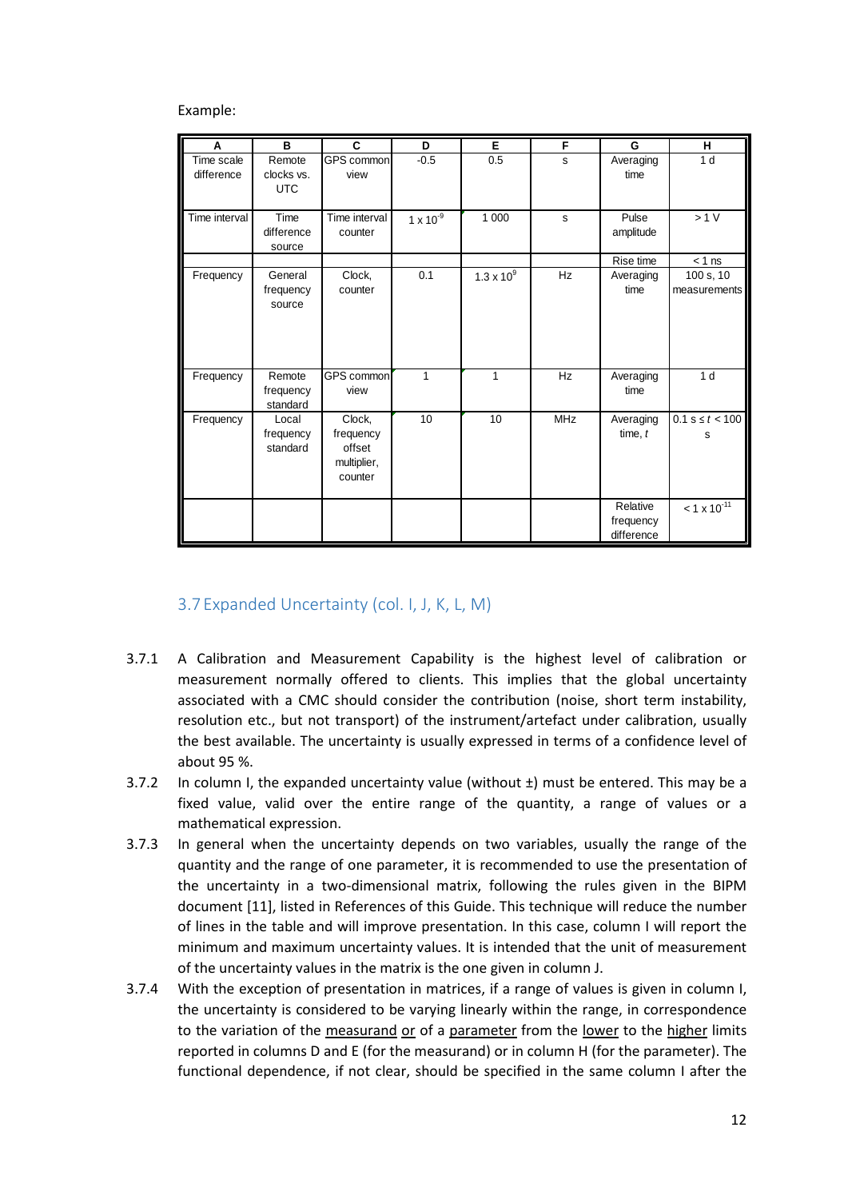Example:

| A | B | C | D | E | F | G | H |
|---|---|---|---|---|---|---|---|
| Time scale difference | Remote clocks vs. UTC | GPS common view | -0.5 | 0.5 | s | Averaging time | 1 d |
| Time interval | Time difference source | Time interval counter | $1 \times 10^{-9}$ | 1 000 | s | Pulse amplitude | > 1 V |
| | | | | | | Rise time | < 1 ns |
| Frequency | General frequency source | Clock, counter | 0.1 | $1.3 \times 10^{9}$ | Hz | Averaging time | 100 s, 10 measurements |
| Frequency | Remote frequency standard | GPS common view | 1 | 1 | Hz | Averaging time | 1 d |
| Frequency | Local frequency standard | Clock, frequency offset multiplier, counter | 10 | 10 | MHz | Averaging time, $t$ | $0.1 \text{ s} \leq t < 100 \text{ s}$ |
| | | | | | | Relative frequency difference | $< 1 \times 10^{-11}$ |

## 3.7 Expanded Uncertainty (col. I, J, K, L, M)

3.7.1 A Calibration and Measurement Capability is the highest level of calibration or measurement normally offered to clients. This implies that the global uncertainty associated with a CMC should consider the contribution (noise, short term instability, resolution etc., but not transport) of the instrument/artefact under calibration, usually the best available. The uncertainty is usually expressed in terms of a confidence level of about 95 %.

3.7.2 In column I, the expanded uncertainty value (without ±) must be entered. This may be a fixed value, valid over the entire range of the quantity, a range of values or a mathematical expression.

3.7.3 In general when the uncertainty depends on two variables, usually the range of the quantity and the range of one parameter, it is recommended to use the presentation of the uncertainty in a two-dimensional matrix, following the rules given in the BIPM document [11], listed in References of this Guide. This technique will reduce the number of lines in the table and will improve presentation. In this case, column I will report the minimum and maximum uncertainty values. It is intended that the unit of measurement of the uncertainty values in the matrix is the one given in column J.

3.7.4 With the exception of presentation in matrices, if a range of values is given in column I, the uncertainty is considered to be varying linearly within the range, in correspondence to the variation of the measurand or of a parameter from the lower to the higher limits reported in columns D and E (for the measurand) or in column H (for the parameter). The functional dependence, if not clear, should be specified in the same column I after the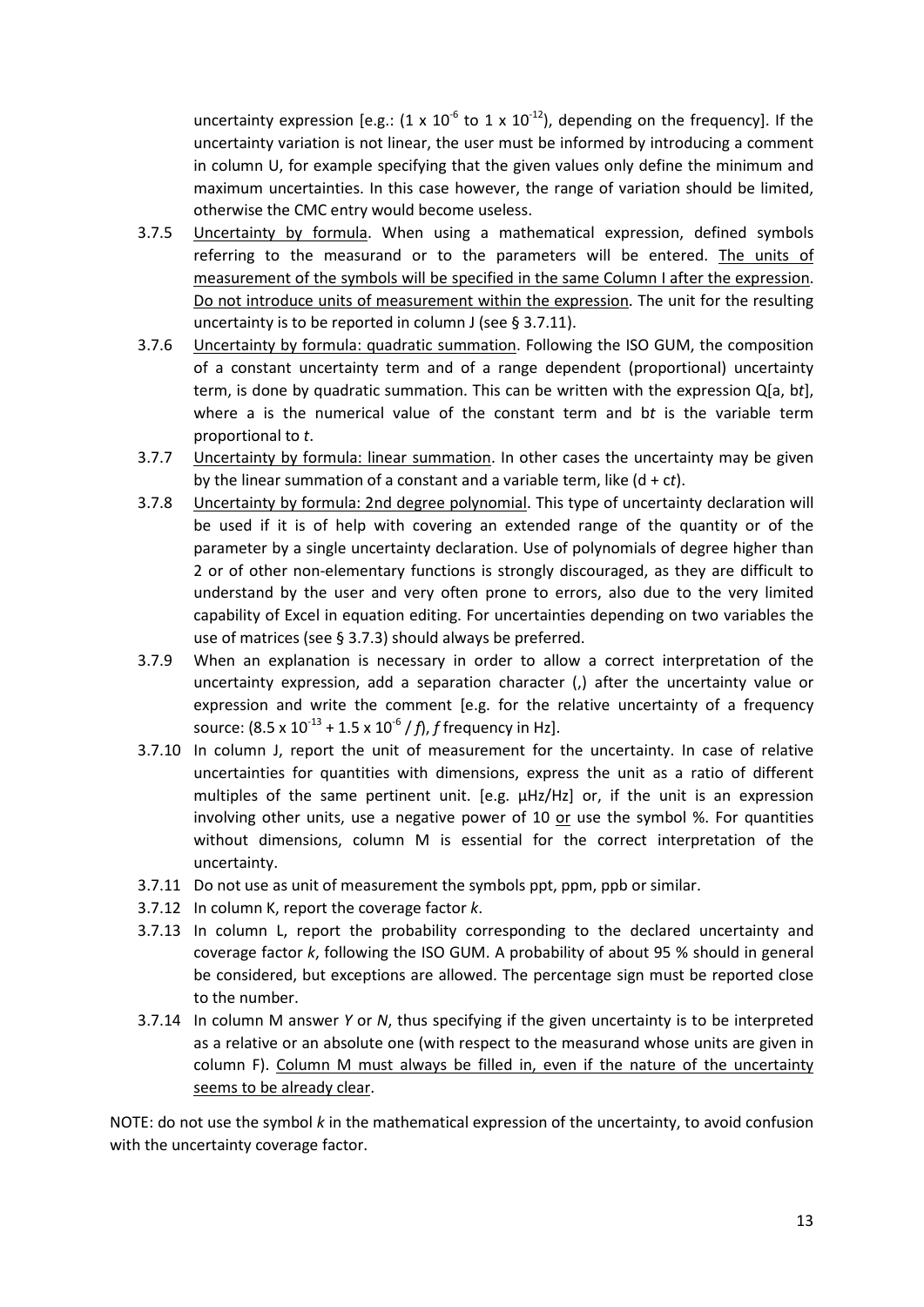uncertainty expression [e.g.: ($1 \times 10^{-6}$ to $1 \times 10^{-12}$), depending on the frequency]. If the uncertainty variation is not linear, the user must be informed by introducing a comment in column U, for example specifying that the given values only define the minimum and maximum uncertainties. In this case however, the range of variation should be limited, otherwise the CMC entry would become useless.

3.7.5 Uncertainty by formula. When using a mathematical expression, defined symbols referring to the measurand or to the parameters will be entered. The units of measurement of the symbols will be specified in the same Column I after the expression. Do not introduce units of measurement within the expression. The unit for the resulting uncertainty is to be reported in column J (see § 3.7.11).

3.7.6 Uncertainty by formula: quadratic summation. Following the ISO GUM, the composition of a constant uncertainty term and of a range dependent (proportional) uncertainty term, is done by quadratic summation. This can be written with the expression Q[a, b*t*], where a is the numerical value of the constant term and b*t* is the variable term proportional to *t*.

3.7.7 Uncertainty by formula: linear summation. In other cases the uncertainty may be given by the linear summation of a constant and a variable term, like (d + c*t*).

3.7.8 Uncertainty by formula: 2nd degree polynomial. This type of uncertainty declaration will be used if it is of help with covering an extended range of the quantity or of the parameter by a single uncertainty declaration. Use of polynomials of degree higher than 2 or of other non-elementary functions is strongly discouraged, as they are difficult to understand by the user and very often prone to errors, also due to the very limited capability of Excel in equation editing. For uncertainties depending on two variables the use of matrices (see § 3.7.3) should always be preferred.

3.7.9 When an explanation is necessary in order to allow a correct interpretation of the uncertainty expression, add a separation character (,) after the uncertainty value or expression and write the comment [e.g. for the relative uncertainty of a frequency source: ($8.5 \times 10^{-13} + 1.5 \times 10^{-6} / f$), *f* frequency in Hz].

3.7.10 In column J, report the unit of measurement for the uncertainty. In case of relative uncertainties for quantities with dimensions, express the unit as a ratio of different multiples of the same pertinent unit. [e.g. µHz/Hz] or, if the unit is an expression involving other units, use a negative power of 10 or use the symbol %. For quantities without dimensions, column M is essential for the correct interpretation of the uncertainty.

3.7.11 Do not use as unit of measurement the symbols ppt, ppm, ppb or similar.

3.7.12 In column K, report the coverage factor *k*.

3.7.13 In column L, report the probability corresponding to the declared uncertainty and coverage factor *k*, following the ISO GUM. A probability of about 95 % should in general be considered, but exceptions are allowed. The percentage sign must be reported close to the number.

3.7.14 In column M answer *Y* or *N*, thus specifying if the given uncertainty is to be interpreted as a relative or an absolute one (with respect to the measurand whose units are given in column F). Column M must always be filled in, even if the nature of the uncertainty seems to be already clear.

NOTE: do not use the symbol *k* in the mathematical expression of the uncertainty, to avoid confusion with the uncertainty coverage factor.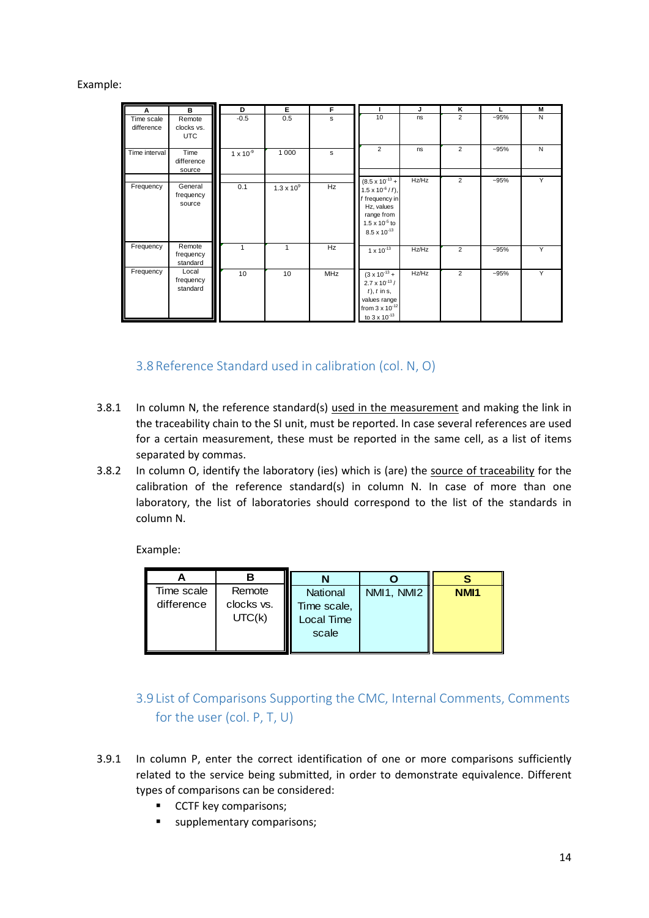Example:

| A | B | D | E | F | I | J | K | L | M |
|---|---|---|---|---|---|---|---|---|---|
| Time scale difference | Remote clocks vs. UTC | -0.5 | 0.5 | s | 10 | ns | 2 | ~95% | N |
| Time interval | Time difference source | $1 \times 10^{-9}$ | 1 000 | s | 2 | ns | 2 | ~95% | N |
| Frequency | General frequency source | 0.1 | $1.3 \times 10^{9}$ | Hz | $(8.5 \times 10^{-13} + 1.5 \times 10^{-6} / f)$, $f$ frequency in Hz, values range from $1.5 \times 10^{-5}$ to $8.5 \times 10^{-13}$ | Hz/Hz | 2 | ~95% | Y |
| Frequency | Remote frequency standard | 1 | 1 | Hz | $1 \times 10^{-13}$ | Hz/Hz | 2 | ~95% | Y |
| Frequency | Local frequency standard | 10 | 10 | MHz | $(3 \times 10^{-13} + 2.7 \times 10^{-13} / t)$, $t$ in s, values range from $3 \times 10^{-12}$ to $3 \times 10^{-13}$ | Hz/Hz | 2 | ~95% | Y |

## 3.8 Reference Standard used in calibration (col. N, O)

3.8.1 In column N, the reference standard(s) used in the measurement and making the link in the traceability chain to the SI unit, must be reported. In case several references are used for a certain measurement, these must be reported in the same cell, as a list of items separated by commas.

3.8.2 In column O, identify the laboratory (ies) which is (are) the source of traceability for the calibration of the reference standard(s) in column N. In case of more than one laboratory, the list of laboratories should correspond to the list of the standards in column N.

Example:

| A | B | N | O | S |
|---|---|---|---|---|
| Time scale difference | Remote clocks vs. UTC(k) | National Time scale, Local Time scale | NMI1, NMI2 | **NMI1** |

## 3.9 List of Comparisons Supporting the CMC, Internal Comments, Comments for the user (col. P, T, U)

3.9.1 In column P, enter the correct identification of one or more comparisons sufficiently related to the service being submitted, in order to demonstrate equivalence. Different types of comparisons can be considered:

- CCTF key comparisons;
- supplementary comparisons;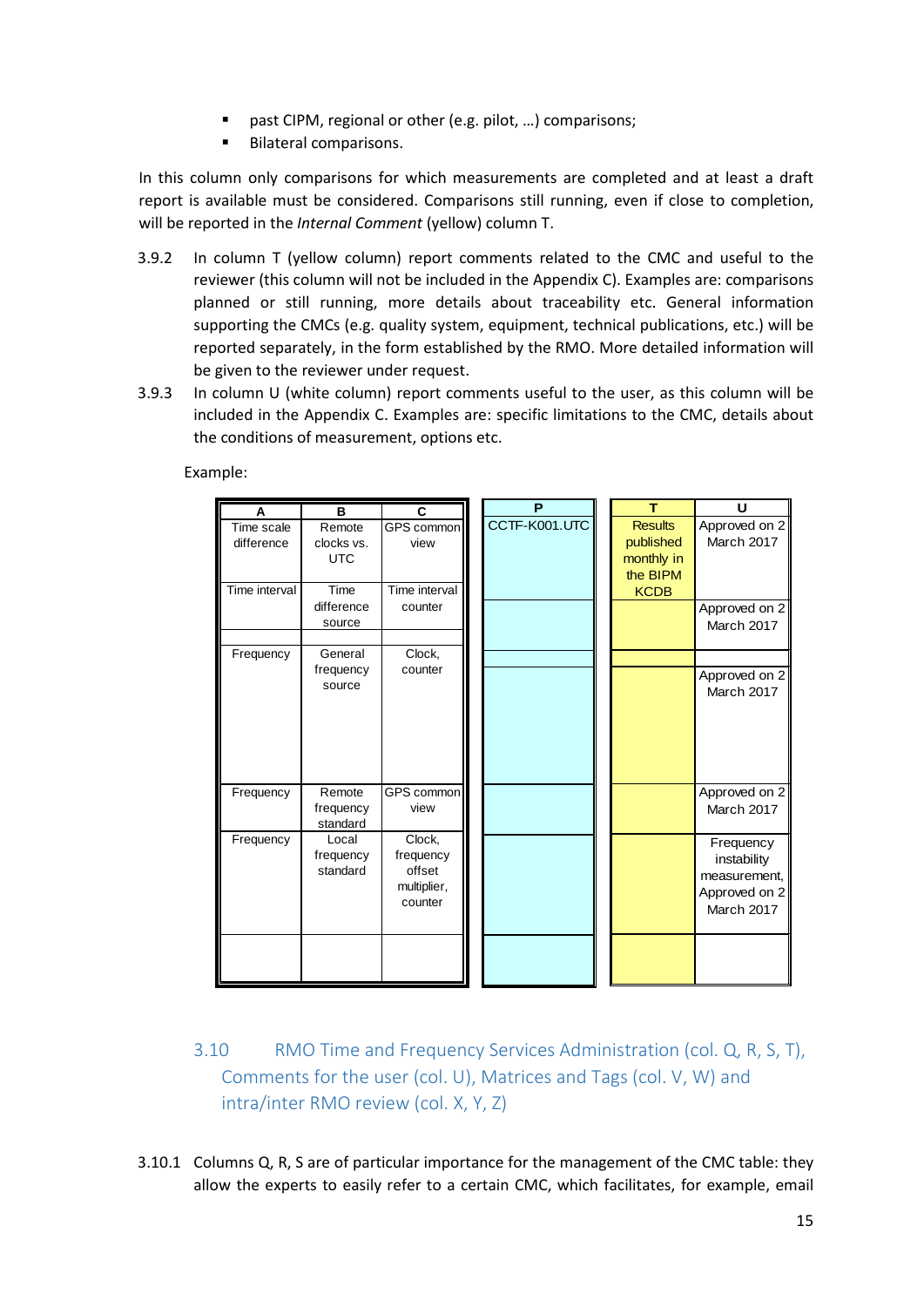- past CIPM, regional or other (e.g. pilot, …) comparisons;
- Bilateral comparisons.

In this column only comparisons for which measurements are completed and at least a draft report is available must be considered. Comparisons still running, even if close to completion, will be reported in the *Internal Comment* (yellow) column T.

3.9.2 In column T (yellow column) report comments related to the CMC and useful to the reviewer (this column will not be included in the Appendix C). Examples are: comparisons planned or still running, more details about traceability etc. General information supporting the CMCs (e.g. quality system, equipment, technical publications, etc.) will be reported separately, in the form established by the RMO. More detailed information will be given to the reviewer under request.

3.9.3 In column U (white column) report comments useful to the user, as this column will be included in the Appendix C. Examples are: specific limitations to the CMC, details about the conditions of measurement, options etc.

Example:

| A | B | C | P | T | U |
|---|---|---|---|---|---|
| Time scale difference | Remote clocks vs. UTC | GPS common view | CCTF-K001.UTC | Results published monthly in the BIPM KCDB | Approved on 2 March 2017 |
| Time interval | Time difference source | Time interval counter | | | Approved on 2 March 2017 |
| Frequency | General frequency source | Clock, counter | | | Approved on 2 March 2017 |
| Frequency | Remote frequency standard | GPS common view | | | Approved on 2 March 2017 |
| Frequency | Local frequency standard | Clock, frequency offset multiplier, counter | | | Frequency instability measurement, Approved on 2 March 2017 |
| | | | | | |

## 3.10 RMO Time and Frequency Services Administration (col. Q, R, S, T), Comments for the user (col. U), Matrices and Tags (col. V, W) and intra/inter RMO review (col. X, Y, Z)

3.10.1 Columns Q, R, S are of particular importance for the management of the CMC table: they allow the experts to easily refer to a certain CMC, which facilitates, for example, email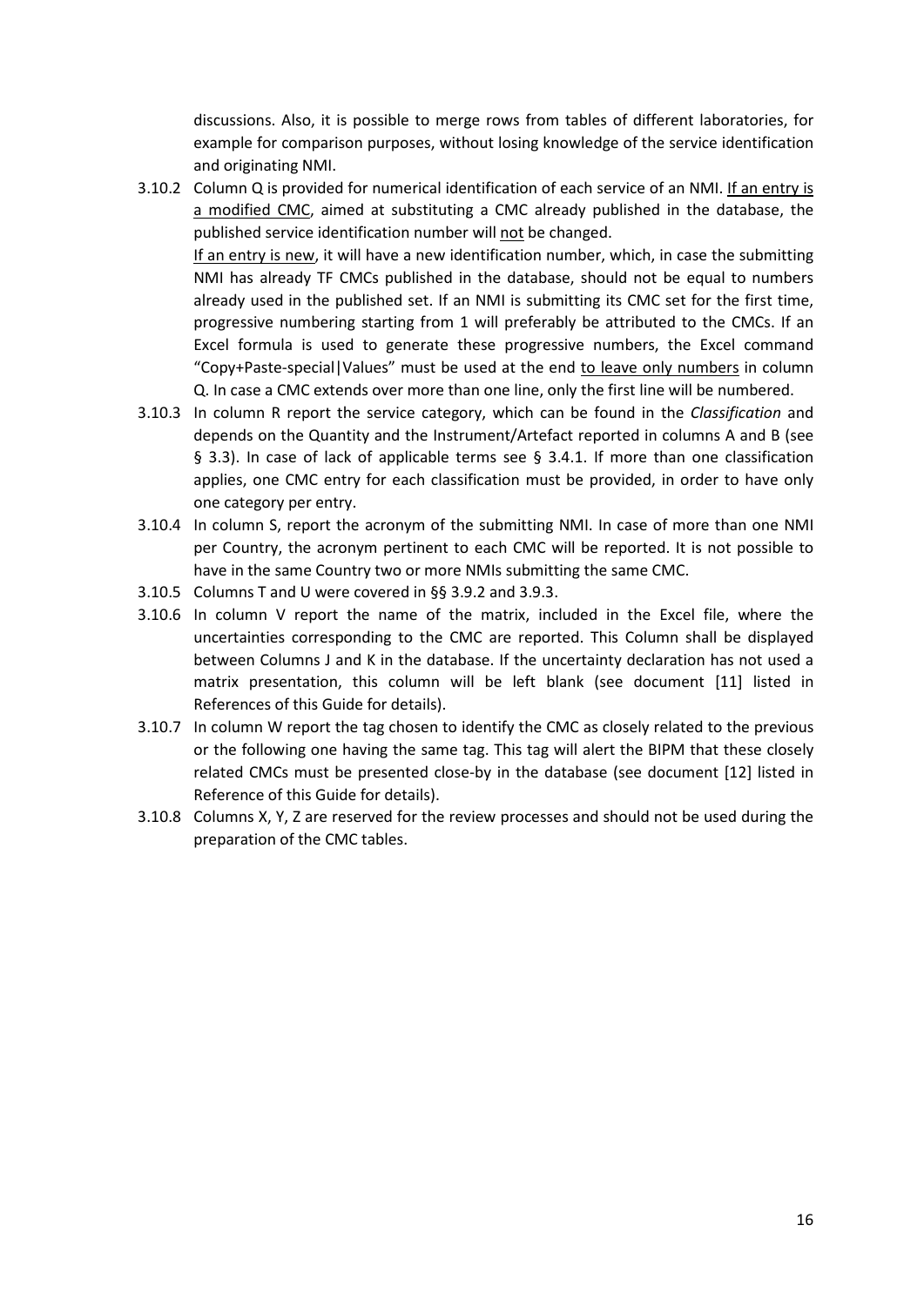discussions. Also, it is possible to merge rows from tables of different laboratories, for example for comparison purposes, without losing knowledge of the service identification and originating NMI.

3.10.2 Column Q is provided for numerical identification of each service of an NMI. <u>If an entry is a modified CMC</u>, aimed at substituting a CMC already published in the database, the published service identification number will <u>not</u> be changed.
<u>If an entry is new</u>, it will have a new identification number, which, in case the submitting NMI has already TF CMCs published in the database, should not be equal to numbers already used in the published set. If an NMI is submitting its CMC set for the first time, progressive numbering starting from 1 will preferably be attributed to the CMCs. If an Excel formula is used to generate these progressive numbers, the Excel command "Copy+Paste-special|Values" must be used at the end <u>to leave only numbers</u> in column Q. In case a CMC extends over more than one line, only the first line will be numbered.

3.10.3 In column R report the service category, which can be found in the *Classification* and depends on the Quantity and the Instrument/Artefact reported in columns A and B (see § 3.3). In case of lack of applicable terms see § 3.4.1. If more than one classification applies, one CMC entry for each classification must be provided, in order to have only one category per entry.

3.10.4 In column S, report the acronym of the submitting NMI. In case of more than one NMI per Country, the acronym pertinent to each CMC will be reported. It is not possible to have in the same Country two or more NMIs submitting the same CMC.

3.10.5 Columns T and U were covered in §§ 3.9.2 and 3.9.3.

3.10.6 In column V report the name of the matrix, included in the Excel file, where the uncertainties corresponding to the CMC are reported. This Column shall be displayed between Columns J and K in the database. If the uncertainty declaration has not used a matrix presentation, this column will be left blank (see document [11] listed in References of this Guide for details).

3.10.7 In column W report the tag chosen to identify the CMC as closely related to the previous or the following one having the same tag. This tag will alert the BIPM that these closely related CMCs must be presented close-by in the database (see document [12] listed in Reference of this Guide for details).

3.10.8 Columns X, Y, Z are reserved for the review processes and should not be used during the preparation of the CMC tables.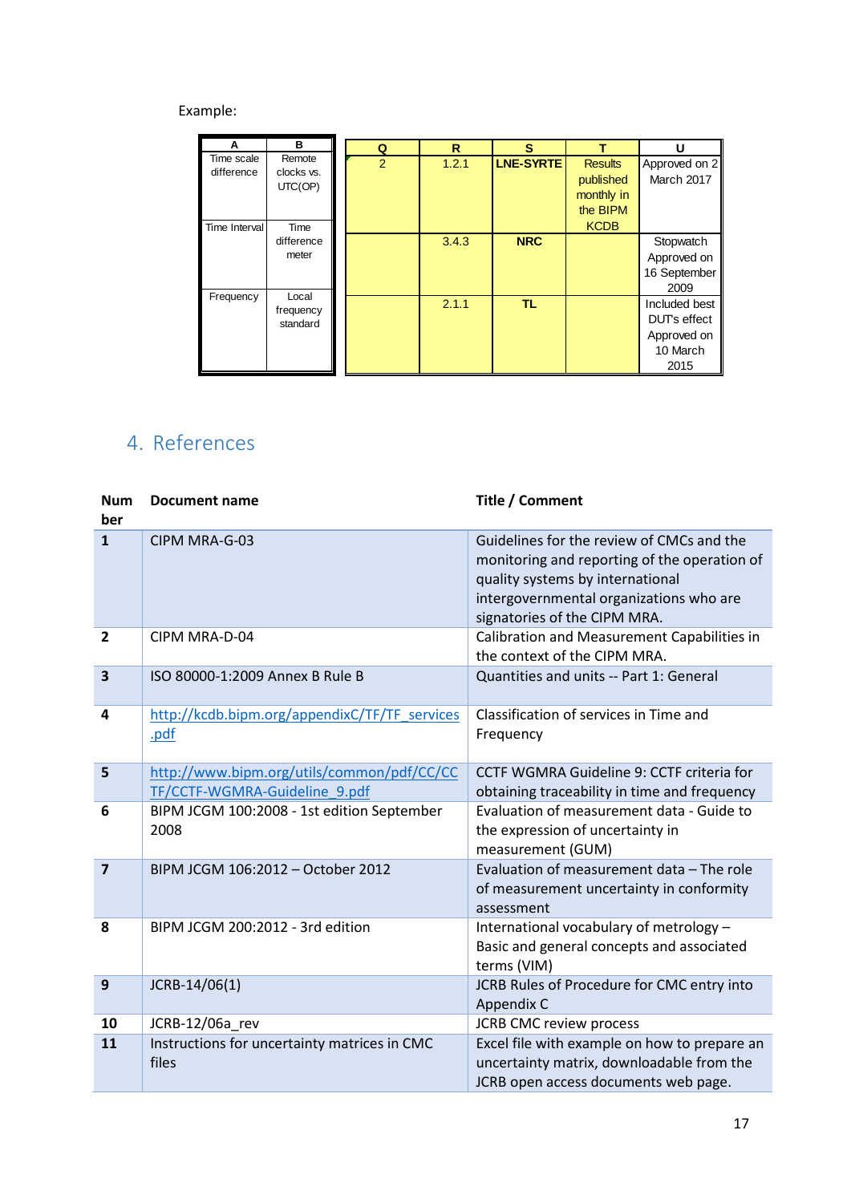Example:

| A | B |
|---|---|
| Time scale difference | Remote clocks vs. UTC(OP) |
| Time Interval | Time difference meter |
| Frequency | Local frequency standard |

| Q | R | S | T | U |
|---|---|---|---|---|
| 2 | 1.2.1 | **LNE-SYRTE** | Results published monthly in the BIPM KCDB | Approved on 2 March 2017 |
| | 3.4.3 | **NRC** | | Stopwatch Approved on 16 September 2009 |
| | 2.1.1 | **TL** | | Included best DUT's effect Approved on 10 March 2015 |

## 4. References

| Number | Document name | Title / Comment |
|---|---|---|
| **1** | CIPM MRA-G-03 | Guidelines for the review of CMCs and the monitoring and reporting of the operation of quality systems by international intergovernmental organizations who are signatories of the CIPM MRA. |
| **2** | CIPM MRA-D-04 | Calibration and Measurement Capabilities in the context of the CIPM MRA. |
| **3** | ISO 80000-1:2009 Annex B Rule B | Quantities and units -- Part 1: General |
| **4** | http://kcdb.bipm.org/appendixC/TF/TF_services.pdf | Classification of services in Time and Frequency |
| **5** | http://www.bipm.org/utils/common/pdf/CC/CCTF/CCTF-WGMRA-Guideline_9.pdf | CCTF WGMRA Guideline 9: CCTF criteria for obtaining traceability in time and frequency |
| **6** | BIPM JCGM 100:2008 - 1st edition September 2008 | Evaluation of measurement data - Guide to the expression of uncertainty in measurement (GUM) |
| **7** | BIPM JCGM 106:2012 – October 2012 | Evaluation of measurement data – The role of measurement uncertainty in conformity assessment |
| **8** | BIPM JCGM 200:2012 - 3rd edition | International vocabulary of metrology – Basic and general concepts and associated terms (VIM) |
| **9** | JCRB-14/06(1) | JCRB Rules of Procedure for CMC entry into Appendix C |
| **10** | JCRB-12/06a_rev | JCRB CMC review process |
| **11** | Instructions for uncertainty matrices in CMC files | Excel file with example on how to prepare an uncertainty matrix, downloadable from the JCRB open access documents web page. |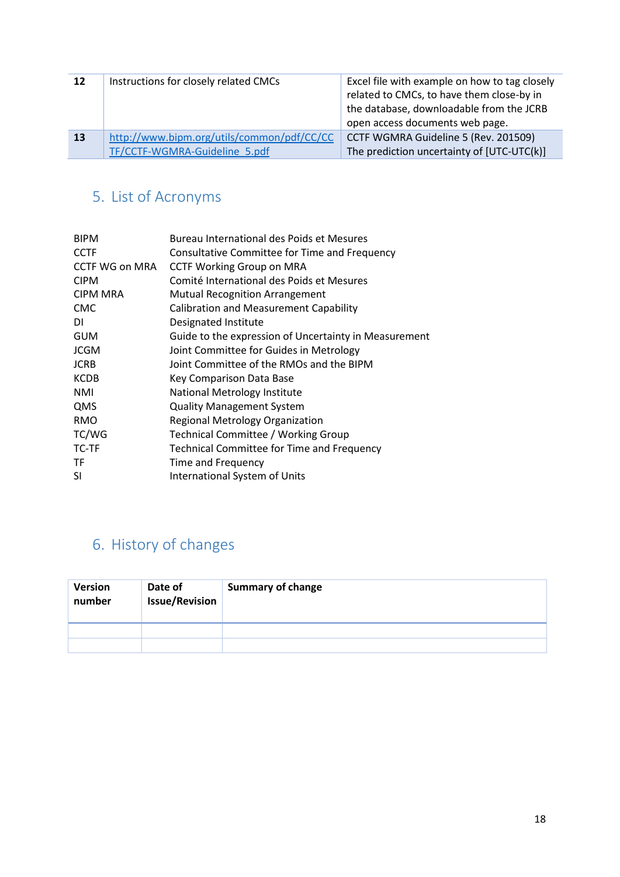| 12 | Instructions for closely related CMCs | Excel file with example on how to tag closely related to CMCs, to have them close-by in the database, downloadable from the JCRB open access documents web page. |
|---|---|---|
| 13 | http://www.bipm.org/utils/common/pdf/CC/CCTF/CCTF-WGMRA-Guideline_5.pdf | CCTF WGMRA Guideline 5 (Rev. 201509) The prediction uncertainty of [UTC-UTC(k)] |

## 5. List of Acronyms

| | |
|---|---|
| BIPM | Bureau International des Poids et Mesures |
| CCTF | Consultative Committee for Time and Frequency |
| CCTF WG on MRA | CCTF Working Group on MRA |
| CIPM | Comité International des Poids et Mesures |
| CIPM MRA | Mutual Recognition Arrangement |
| CMC | Calibration and Measurement Capability |
| DI | Designated Institute |
| GUM | Guide to the expression of Uncertainty in Measurement |
| JCGM | Joint Committee for Guides in Metrology |
| JCRB | Joint Committee of the RMOs and the BIPM |
| KCDB | Key Comparison Data Base |
| NMI | National Metrology Institute |
| QMS | Quality Management System |
| RMO | Regional Metrology Organization |
| TC/WG | Technical Committee / Working Group |
| TC-TF | Technical Committee for Time and Frequency |
| TF | Time and Frequency |
| SI | International System of Units |

## 6. History of changes

| **Version number** | **Date of Issue/Revision** | **Summary of change** |
|---|---|---|
| | | |
| | | |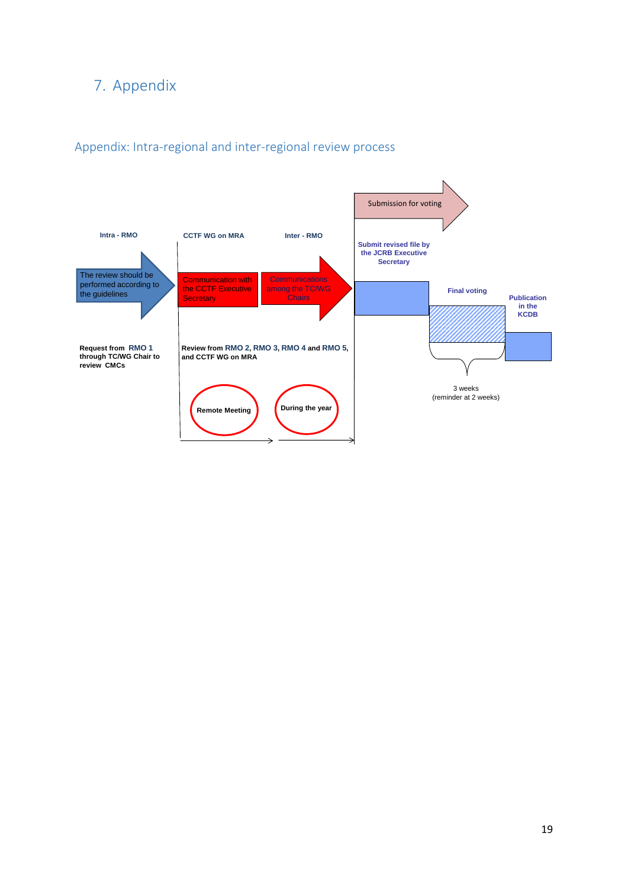# 7. Appendix

## Appendix: Intra-regional and inter-regional review process

Submission for voting

Intra - RMO

CCTF WG on MRA

Inter - RMO

Submit revised file by the JCRB Executive Secretary

The review should be performed according to the guidelines

Communication with the CCTF Executive Secretary

Communications among the TC/WG Chairs

Final voting

Publication in the KCDB

Request from RMO 1 through TC/WG Chair to review CMCs

Review from RMO 2, RMO 3, RMO 4 and RMO 5, and CCTF WG on MRA

3 weeks
(reminder at 2 weeks)

Remote Meeting

During the year